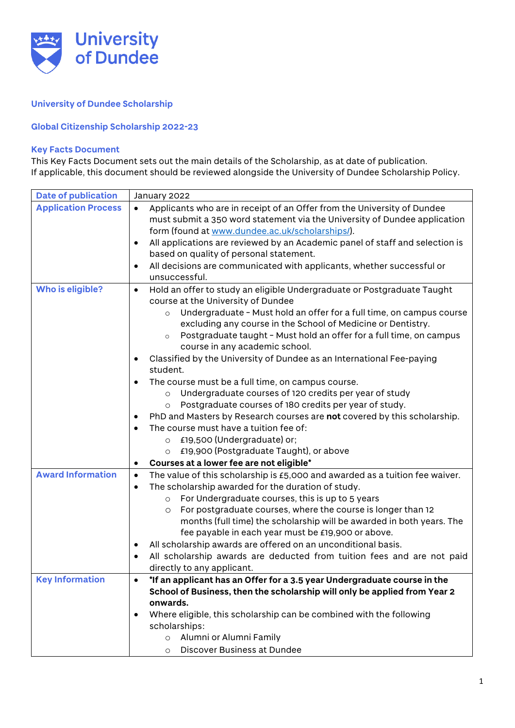University of Dundee

## University of Dundee Scholarship

## Global Citizenship Scholarship 2022-23

### Key Facts Document

This Key Facts Document sets out the main details of the Scholarship, as at date of publication.
If applicable, this document should be reviewed alongside the University of Dundee Scholarship Policy.

| | |
|---|---|
| **Date of publication** | January 2022 |
| **Application Process** | • Applicants who are in receipt of an Offer from the University of Dundee must submit a 350 word statement via the University of Dundee application form (found at [www.dundee.ac.uk/scholarships/](www.dundee.ac.uk/scholarships/)).<br>• All applications are reviewed by an Academic panel of staff and selection is based on quality of personal statement.<br>• All decisions are communicated with applicants, whether successful or unsuccessful. |
| **Who is eligible?** | • Hold an offer to study an eligible Undergraduate or Postgraduate Taught course at the University of Dundee<br>  ○ Undergraduate - Must hold an offer for a full time, on campus course excluding any course in the School of Medicine or Dentistry.<br>  ○ Postgraduate taught - Must hold an offer for a full time, on campus course in any academic school.<br>• Classified by the University of Dundee as an International Fee-paying student.<br>• The course must be a full time, on campus course.<br>  ○ Undergraduate courses of 120 credits per year of study<br>  ○ Postgraduate courses of 180 credits per year of study.<br>• PhD and Masters by Research courses are **not** covered by this scholarship.<br>• The course must have a tuition fee of:<br>  ○ £19,500 (Undergraduate) or;<br>  ○ £19,900 (Postgraduate Taught), or above<br>• **Courses at a lower fee are not eligible*** |
| **Award Information** | • The value of this scholarship is £5,000 and awarded as a tuition fee waiver.<br>• The scholarship awarded for the duration of study.<br>  ○ For Undergraduate courses, this is up to 5 years<br>  ○ For postgraduate courses, where the course is longer than 12 months (full time) the scholarship will be awarded in both years. The fee payable in each year must be £19,900 or above.<br>• All scholarship awards are offered on an unconditional basis.<br>• All scholarship awards are deducted from tuition fees and are not paid directly to any applicant. |
| **Key Information** | • ***If an applicant has an Offer for a 3.5 year Undergraduate course in the School of Business, then the scholarship will only be applied from Year 2 onwards.**<br>• Where eligible, this scholarship can be combined with the following scholarships:<br>  ○ Alumni or Alumni Family<br>  ○ Discover Business at Dundee |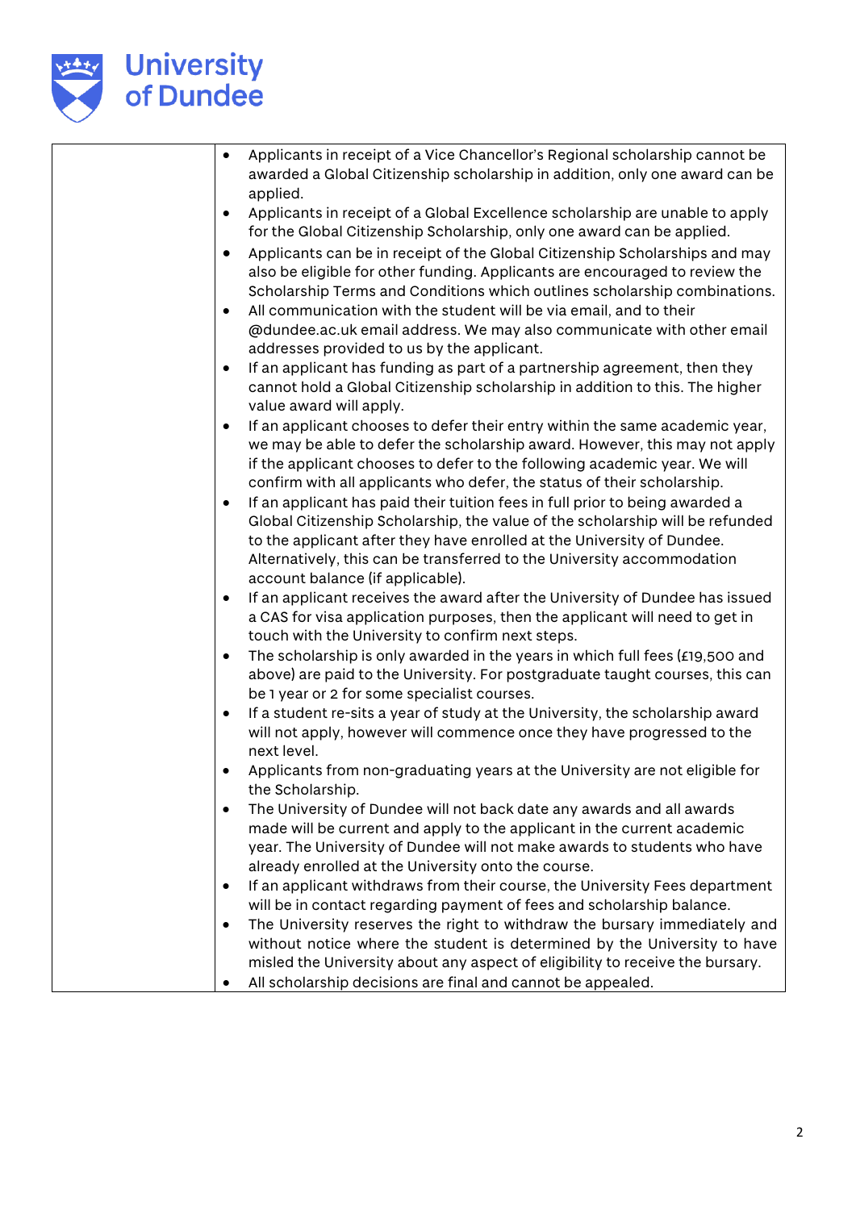| | |
|---|---|
| | • Applicants in receipt of a Vice Chancellor's Regional scholarship cannot be awarded a Global Citizenship scholarship in addition, only one award can be applied.<br>• Applicants in receipt of a Global Excellence scholarship are unable to apply for the Global Citizenship Scholarship, only one award can be applied.<br>• Applicants can be in receipt of the Global Citizenship Scholarships and may also be eligible for other funding. Applicants are encouraged to review the Scholarship Terms and Conditions which outlines scholarship combinations.<br>• All communication with the student will be via email, and to their @dundee.ac.uk email address. We may also communicate with other email addresses provided to us by the applicant.<br>• If an applicant has funding as part of a partnership agreement, then they cannot hold a Global Citizenship scholarship in addition to this. The higher value award will apply.<br>• If an applicant chooses to defer their entry within the same academic year, we may be able to defer the scholarship award. However, this may not apply if the applicant chooses to defer to the following academic year. We will confirm with all applicants who defer, the status of their scholarship.<br>• If an applicant has paid their tuition fees in full prior to being awarded a Global Citizenship Scholarship, the value of the scholarship will be refunded to the applicant after they have enrolled at the University of Dundee. Alternatively, this can be transferred to the University accommodation account balance (if applicable).<br>• If an applicant receives the award after the University of Dundee has issued a CAS for visa application purposes, then the applicant will need to get in touch with the University to confirm next steps.<br>• The scholarship is only awarded in the years in which full fees (£19,500 and above) are paid to the University. For postgraduate taught courses, this can be 1 year or 2 for some specialist courses.<br>• If a student re-sits a year of study at the University, the scholarship award will not apply, however will commence once they have progressed to the next level.<br>• Applicants from non-graduating years at the University are not eligible for the Scholarship.<br>• The University of Dundee will not back date any awards and all awards made will be current and apply to the applicant in the current academic year. The University of Dundee will not make awards to students who have already enrolled at the University onto the course.<br>• If an applicant withdraws from their course, the University Fees department will be in contact regarding payment of fees and scholarship balance.<br>• The University reserves the right to withdraw the bursary immediately and without notice where the student is determined by the University to have misled the University about any aspect of eligibility to receive the bursary.<br>• All scholarship decisions are final and cannot be appealed. |